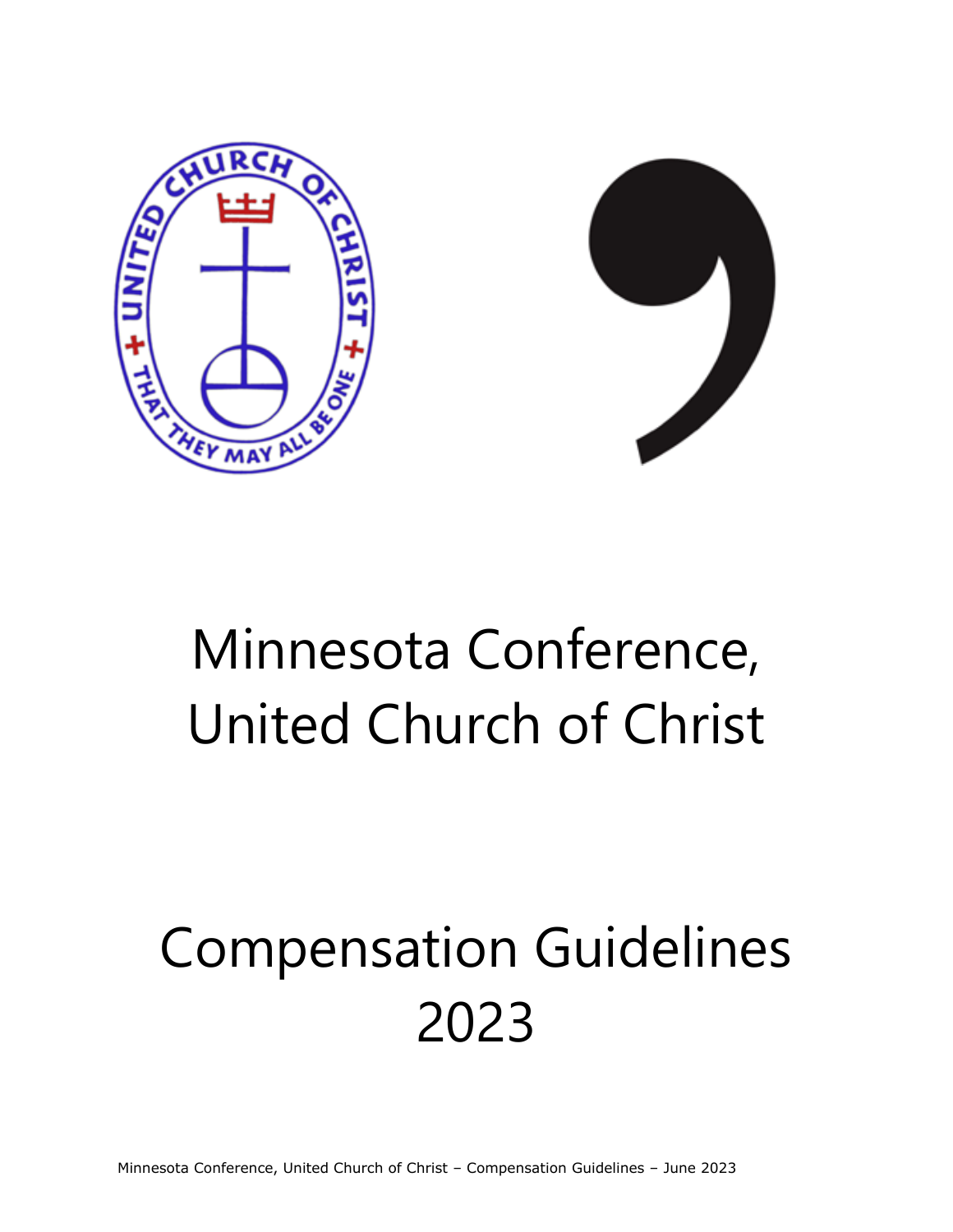# Minnesota Conference, United Church of Christ

# Compensation Guidelines 2023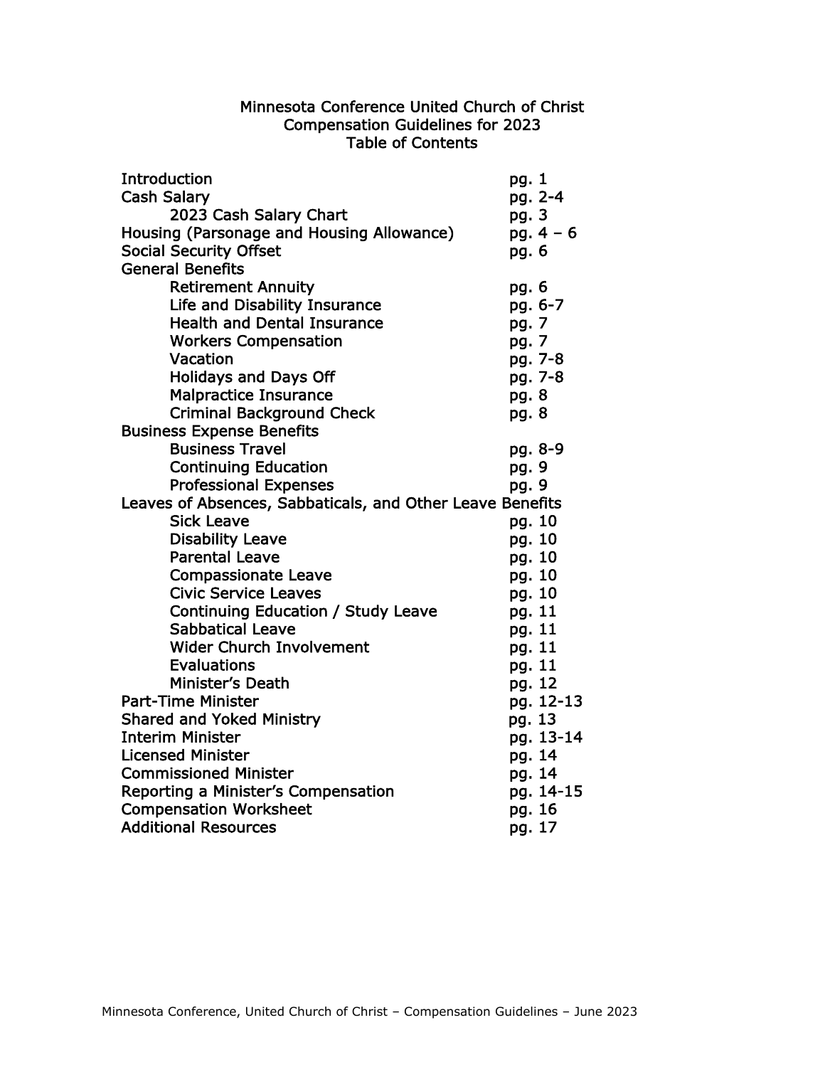# Minnesota Conference United Church of Christ
## Compensation Guidelines for 2023
### Table of Contents

| | |
|---|---|
| Introduction | pg. 1 |
| Cash Salary | pg. 2-4 |
| &nbsp;&nbsp;&nbsp;&nbsp;2023 Cash Salary Chart | pg. 3 |
| Housing (Parsonage and Housing Allowance) | pg. 4 – 6 |
| Social Security Offset | pg. 6 |
| General Benefits | |
| &nbsp;&nbsp;&nbsp;&nbsp;Retirement Annuity | pg. 6 |
| &nbsp;&nbsp;&nbsp;&nbsp;Life and Disability Insurance | pg. 6-7 |
| &nbsp;&nbsp;&nbsp;&nbsp;Health and Dental Insurance | pg. 7 |
| &nbsp;&nbsp;&nbsp;&nbsp;Workers Compensation | pg. 7 |
| &nbsp;&nbsp;&nbsp;&nbsp;Vacation | pg. 7-8 |
| &nbsp;&nbsp;&nbsp;&nbsp;Holidays and Days Off | pg. 7-8 |
| &nbsp;&nbsp;&nbsp;&nbsp;Malpractice Insurance | pg. 8 |
| &nbsp;&nbsp;&nbsp;&nbsp;Criminal Background Check | pg. 8 |
| Business Expense Benefits | |
| &nbsp;&nbsp;&nbsp;&nbsp;Business Travel | pg. 8-9 |
| &nbsp;&nbsp;&nbsp;&nbsp;Continuing Education | pg. 9 |
| &nbsp;&nbsp;&nbsp;&nbsp;Professional Expenses | pg. 9 |
| Leaves of Absences, Sabbaticals, and Other Leave Benefits | |
| &nbsp;&nbsp;&nbsp;&nbsp;Sick Leave | pg. 10 |
| &nbsp;&nbsp;&nbsp;&nbsp;Disability Leave | pg. 10 |
| &nbsp;&nbsp;&nbsp;&nbsp;Parental Leave | pg. 10 |
| &nbsp;&nbsp;&nbsp;&nbsp;Compassionate Leave | pg. 10 |
| &nbsp;&nbsp;&nbsp;&nbsp;Civic Service Leaves | pg. 10 |
| &nbsp;&nbsp;&nbsp;&nbsp;Continuing Education / Study Leave | pg. 11 |
| &nbsp;&nbsp;&nbsp;&nbsp;Sabbatical Leave | pg. 11 |
| &nbsp;&nbsp;&nbsp;&nbsp;Wider Church Involvement | pg. 11 |
| &nbsp;&nbsp;&nbsp;&nbsp;Evaluations | pg. 11 |
| &nbsp;&nbsp;&nbsp;&nbsp;Minister's Death | pg. 12 |
| Part-Time Minister | pg. 12-13 |
| Shared and Yoked Ministry | pg. 13 |
| Interim Minister | pg. 13-14 |
| Licensed Minister | pg. 14 |
| Commissioned Minister | pg. 14 |
| Reporting a Minister's Compensation | pg. 14-15 |
| Compensation Worksheet | pg. 16 |
| Additional Resources | pg. 17 |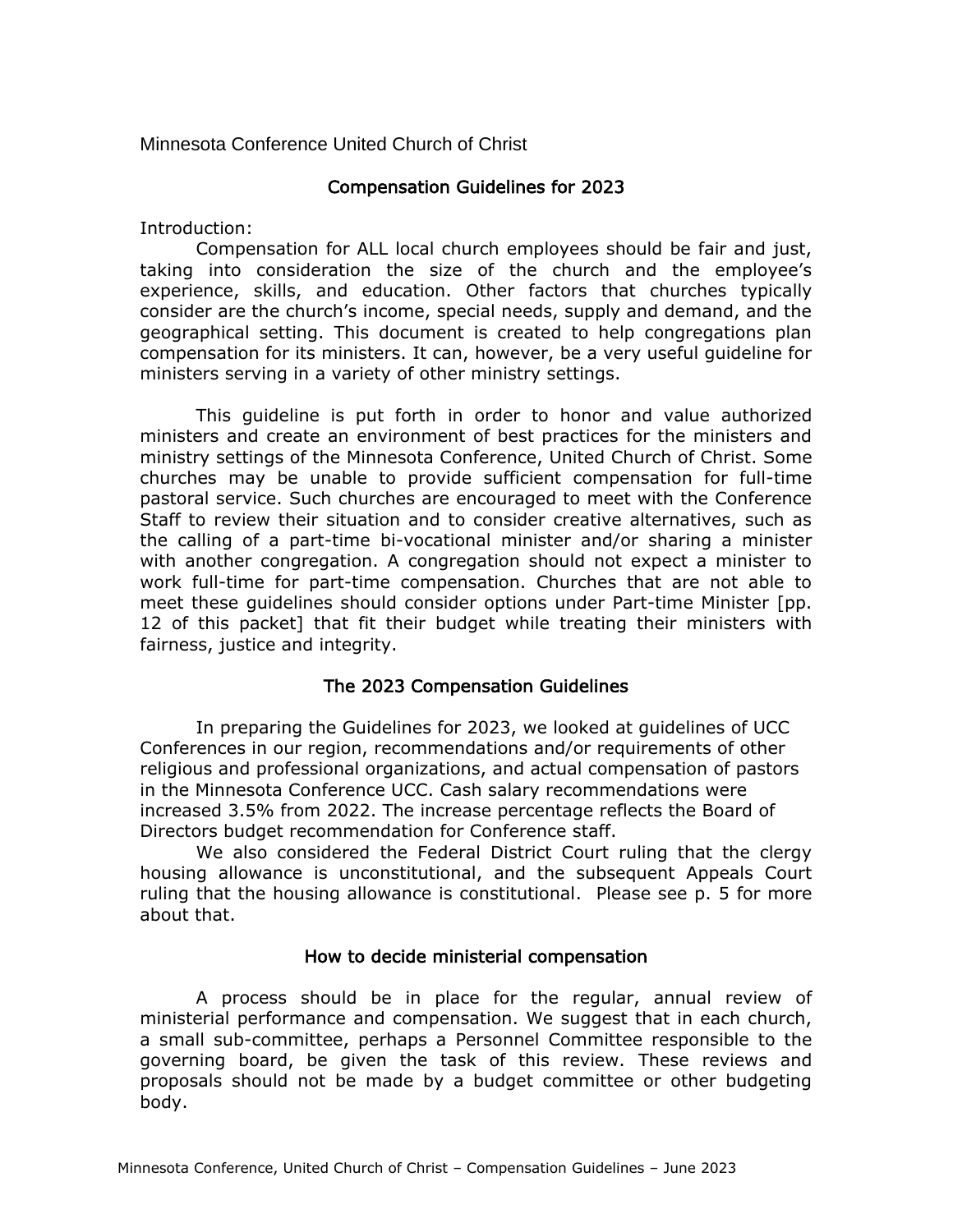Minnesota Conference United Church of Christ

## Compensation Guidelines for 2023

Introduction:

Compensation for ALL local church employees should be fair and just, taking into consideration the size of the church and the employee's experience, skills, and education. Other factors that churches typically consider are the church's income, special needs, supply and demand, and the geographical setting. This document is created to help congregations plan compensation for its ministers. It can, however, be a very useful guideline for ministers serving in a variety of other ministry settings.

This guideline is put forth in order to honor and value authorized ministers and create an environment of best practices for the ministers and ministry settings of the Minnesota Conference, United Church of Christ. Some churches may be unable to provide sufficient compensation for full-time pastoral service. Such churches are encouraged to meet with the Conference Staff to review their situation and to consider creative alternatives, such as the calling of a part-time bi-vocational minister and/or sharing a minister with another congregation. A congregation should not expect a minister to work full-time for part-time compensation. Churches that are not able to meet these guidelines should consider options under Part-time Minister [pp. 12 of this packet] that fit their budget while treating their ministers with fairness, justice and integrity.

## The 2023 Compensation Guidelines

In preparing the Guidelines for 2023, we looked at guidelines of UCC Conferences in our region, recommendations and/or requirements of other religious and professional organizations, and actual compensation of pastors in the Minnesota Conference UCC. Cash salary recommendations were increased 3.5% from 2022. The increase percentage reflects the Board of Directors budget recommendation for Conference staff.

We also considered the Federal District Court ruling that the clergy housing allowance is unconstitutional, and the subsequent Appeals Court ruling that the housing allowance is constitutional. Please see p. 5 for more about that.

## How to decide ministerial compensation

A process should be in place for the regular, annual review of ministerial performance and compensation. We suggest that in each church, a small sub-committee, perhaps a Personnel Committee responsible to the governing board, be given the task of this review. These reviews and proposals should not be made by a budget committee or other budgeting body.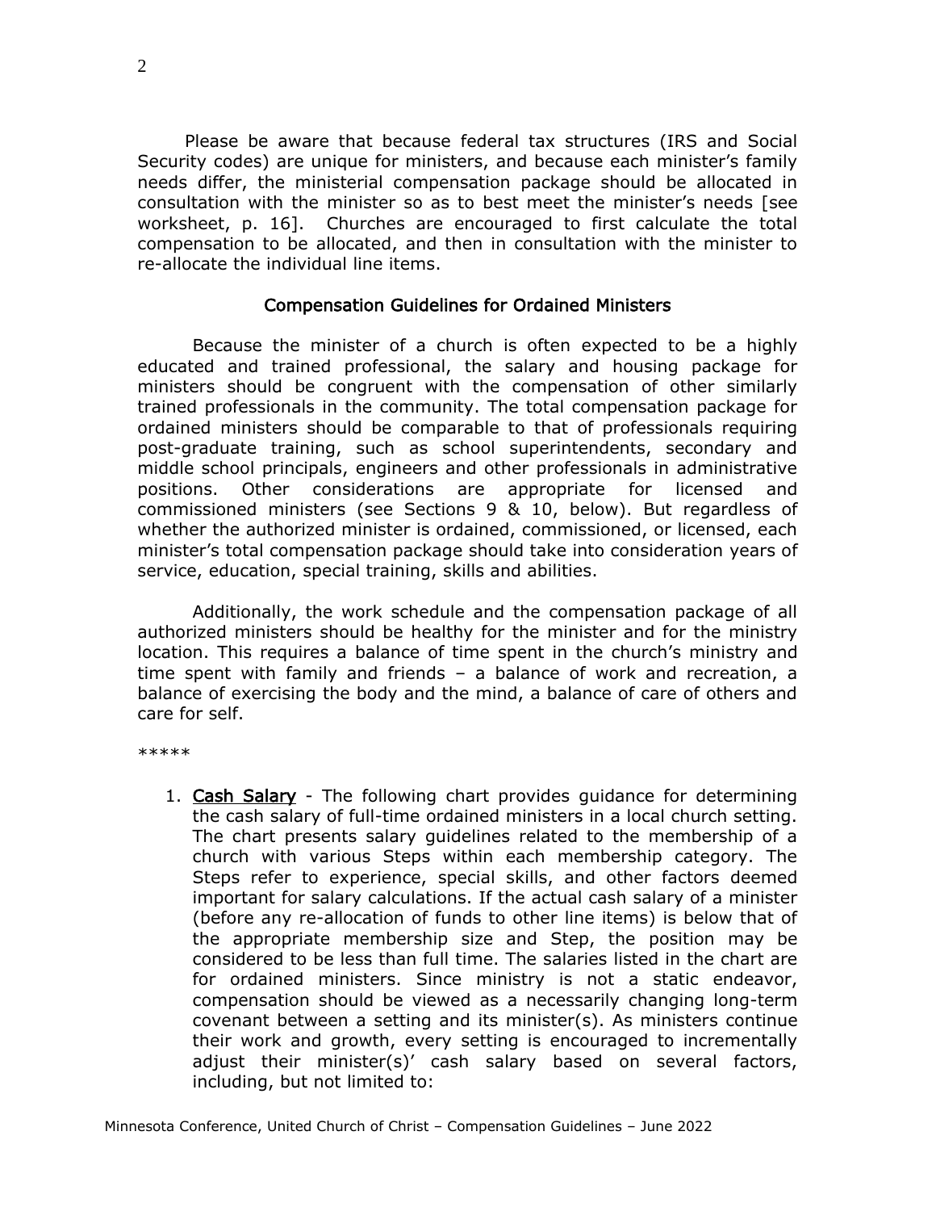Please be aware that because federal tax structures (IRS and Social Security codes) are unique for ministers, and because each minister's family needs differ, the ministerial compensation package should be allocated in consultation with the minister so as to best meet the minister's needs [see worksheet, p. 16]. Churches are encouraged to first calculate the total compensation to be allocated, and then in consultation with the minister to re-allocate the individual line items.

## Compensation Guidelines for Ordained Ministers

Because the minister of a church is often expected to be a highly educated and trained professional, the salary and housing package for ministers should be congruent with the compensation of other similarly trained professionals in the community. The total compensation package for ordained ministers should be comparable to that of professionals requiring post-graduate training, such as school superintendents, secondary and middle school principals, engineers and other professionals in administrative positions. Other considerations are appropriate for licensed and commissioned ministers (see Sections 9 & 10, below). But regardless of whether the authorized minister is ordained, commissioned, or licensed, each minister's total compensation package should take into consideration years of service, education, special training, skills and abilities.

Additionally, the work schedule and the compensation package of all authorized ministers should be healthy for the minister and for the ministry location. This requires a balance of time spent in the church's ministry and time spent with family and friends – a balance of work and recreation, a balance of exercising the body and the mind, a balance of care of others and care for self.

*****

1. <u>Cash Salary</u> - The following chart provides guidance for determining the cash salary of full-time ordained ministers in a local church setting. The chart presents salary guidelines related to the membership of a church with various Steps within each membership category. The Steps refer to experience, special skills, and other factors deemed important for salary calculations. If the actual cash salary of a minister (before any re-allocation of funds to other line items) is below that of the appropriate membership size and Step, the position may be considered to be less than full time. The salaries listed in the chart are for ordained ministers. Since ministry is not a static endeavor, compensation should be viewed as a necessarily changing long-term covenant between a setting and its minister(s). As ministers continue their work and growth, every setting is encouraged to incrementally adjust their minister(s)' cash salary based on several factors, including, but not limited to: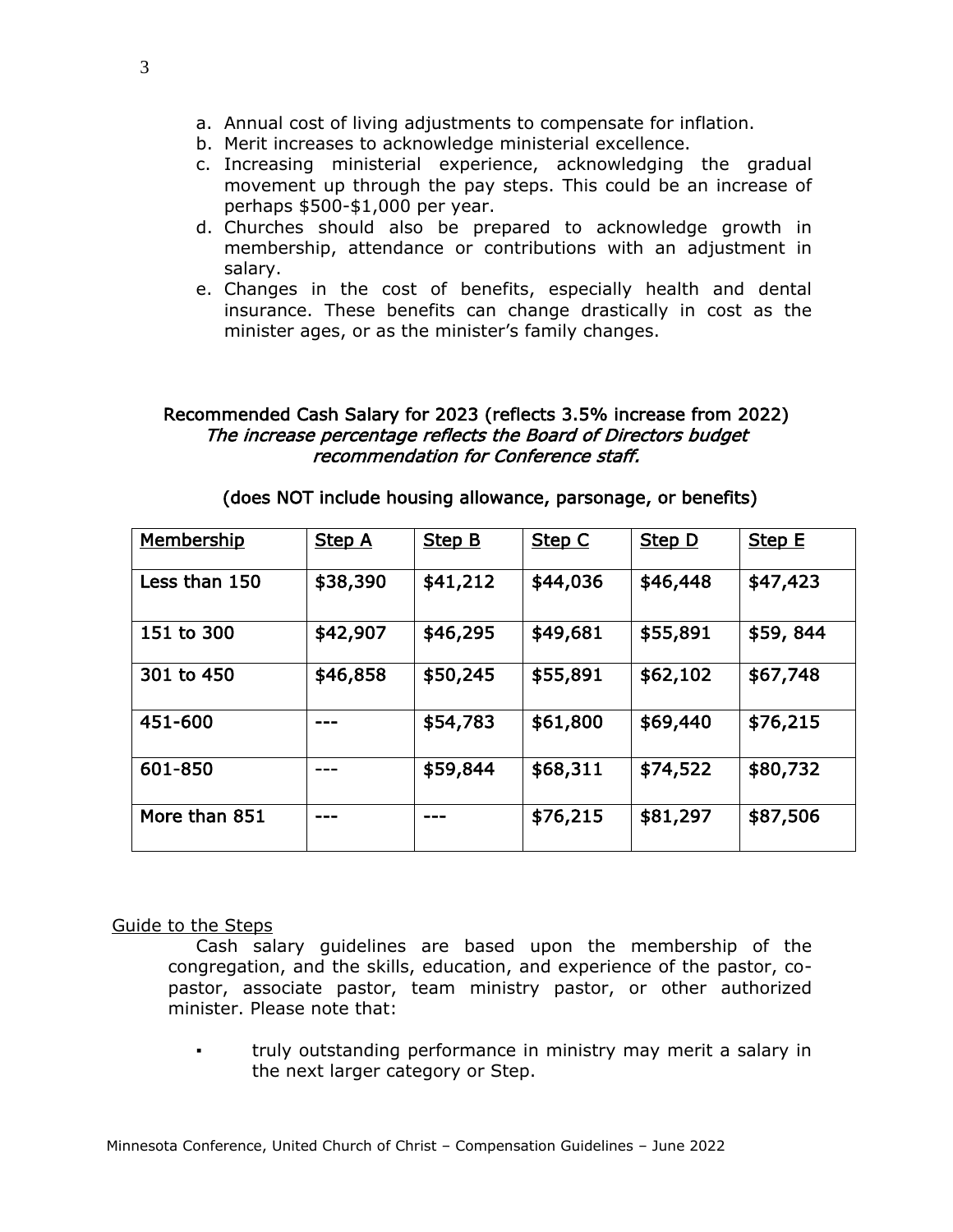a. Annual cost of living adjustments to compensate for inflation.
b. Merit increases to acknowledge ministerial excellence.
c. Increasing ministerial experience, acknowledging the gradual movement up through the pay steps. This could be an increase of perhaps $500-$1,000 per year.
d. Churches should also be prepared to acknowledge growth in membership, attendance or contributions with an adjustment in salary.
e. Changes in the cost of benefits, especially health and dental insurance. These benefits can change drastically in cost as the minister ages, or as the minister's family changes.

**Recommended Cash Salary for 2023 (reflects 3.5% increase from 2022)**
***The increase percentage reflects the Board of Directors budget recommendation for Conference staff.***

**(does NOT include housing allowance, parsonage, or benefits)**

| Membership | Step A | Step B | Step C | Step D | Step E |
|---|---|---|---|---|---|
| Less than 150 | $38,390 | $41,212 | $44,036 | $46,448 | $47,423 |
| 151 to 300 | $42,907 | $46,295 | $49,681 | $55,891 | $59, 844 |
| 301 to 450 | $46,858 | $50,245 | $55,891 | $62,102 | $67,748 |
| 451-600 | --- | $54,783 | $61,800 | $69,440 | $76,215 |
| 601-850 | --- | $59,844 | $68,311 | $74,522 | $80,732 |
| More than 851 | --- | --- | $76,215 | $81,297 | $87,506 |

Guide to the Steps

Cash salary guidelines are based upon the membership of the congregation, and the skills, education, and experience of the pastor, co-pastor, associate pastor, team ministry pastor, or other authorized minister. Please note that:

- truly outstanding performance in ministry may merit a salary in the next larger category or Step.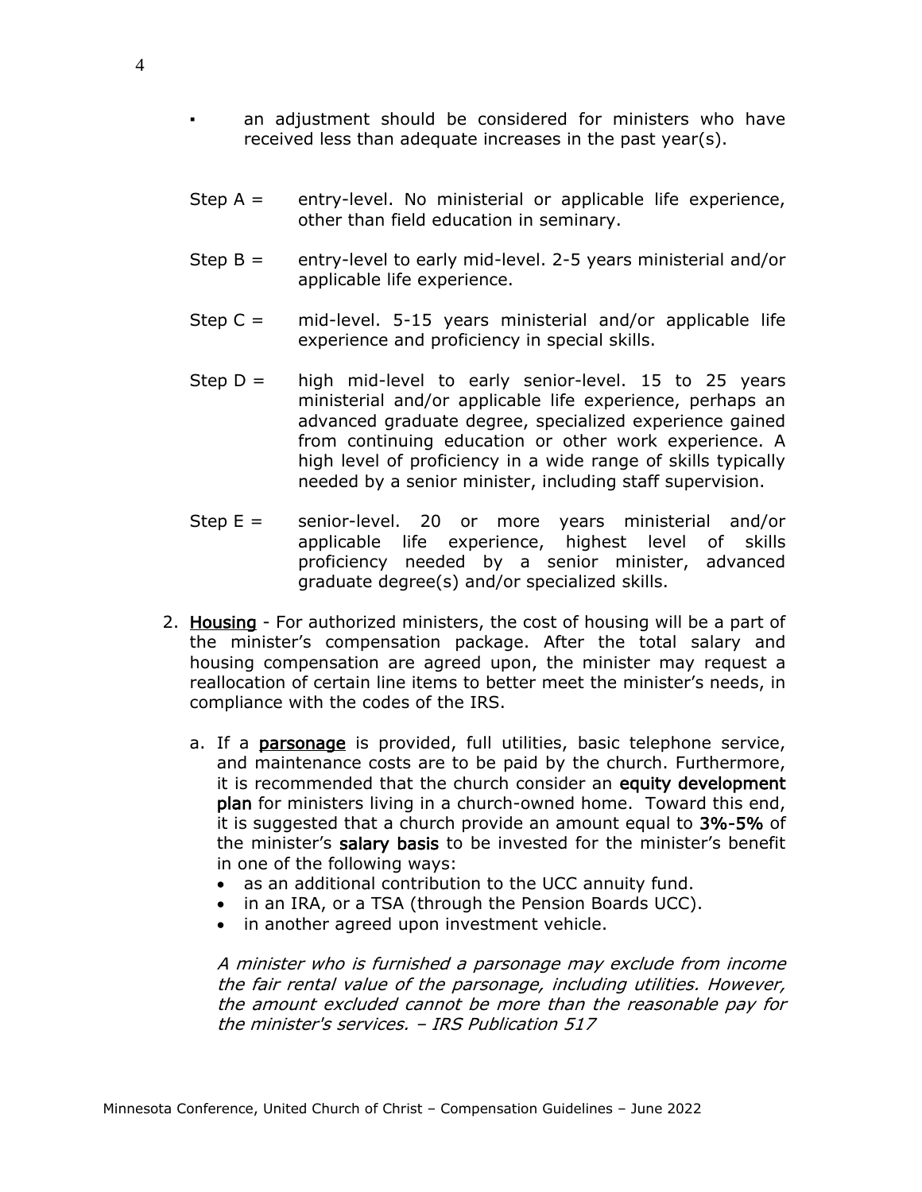- an adjustment should be considered for ministers who have received less than adequate increases in the past year(s).

Step A = entry-level. No ministerial or applicable life experience, other than field education in seminary.

Step B = entry-level to early mid-level. 2-5 years ministerial and/or applicable life experience.

Step C = mid-level. 5-15 years ministerial and/or applicable life experience and proficiency in special skills.

Step D = high mid-level to early senior-level. 15 to 25 years ministerial and/or applicable life experience, perhaps an advanced graduate degree, specialized experience gained from continuing education or other work experience. A high level of proficiency in a wide range of skills typically needed by a senior minister, including staff supervision.

Step E = senior-level. 20 or more years ministerial and/or applicable life experience, highest level of skills proficiency needed by a senior minister, advanced graduate degree(s) and/or specialized skills.

2. Housing - For authorized ministers, the cost of housing will be a part of the minister's compensation package. After the total salary and housing compensation are agreed upon, the minister may request a reallocation of certain line items to better meet the minister's needs, in compliance with the codes of the IRS.

   a. If a **parsonage** is provided, full utilities, basic telephone service, and maintenance costs are to be paid by the church. Furthermore, it is recommended that the church consider an **equity development plan** for ministers living in a church-owned home. Toward this end, it is suggested that a church provide an amount equal to **3%-5%** of the minister's **salary basis** to be invested for the minister's benefit in one of the following ways:
      - as an additional contribution to the UCC annuity fund.
      - in an IRA, or a TSA (through the Pension Boards UCC).
      - in another agreed upon investment vehicle.

      *A minister who is furnished a parsonage may exclude from income the fair rental value of the parsonage, including utilities. However, the amount excluded cannot be more than the reasonable pay for the minister's services. – IRS Publication 517*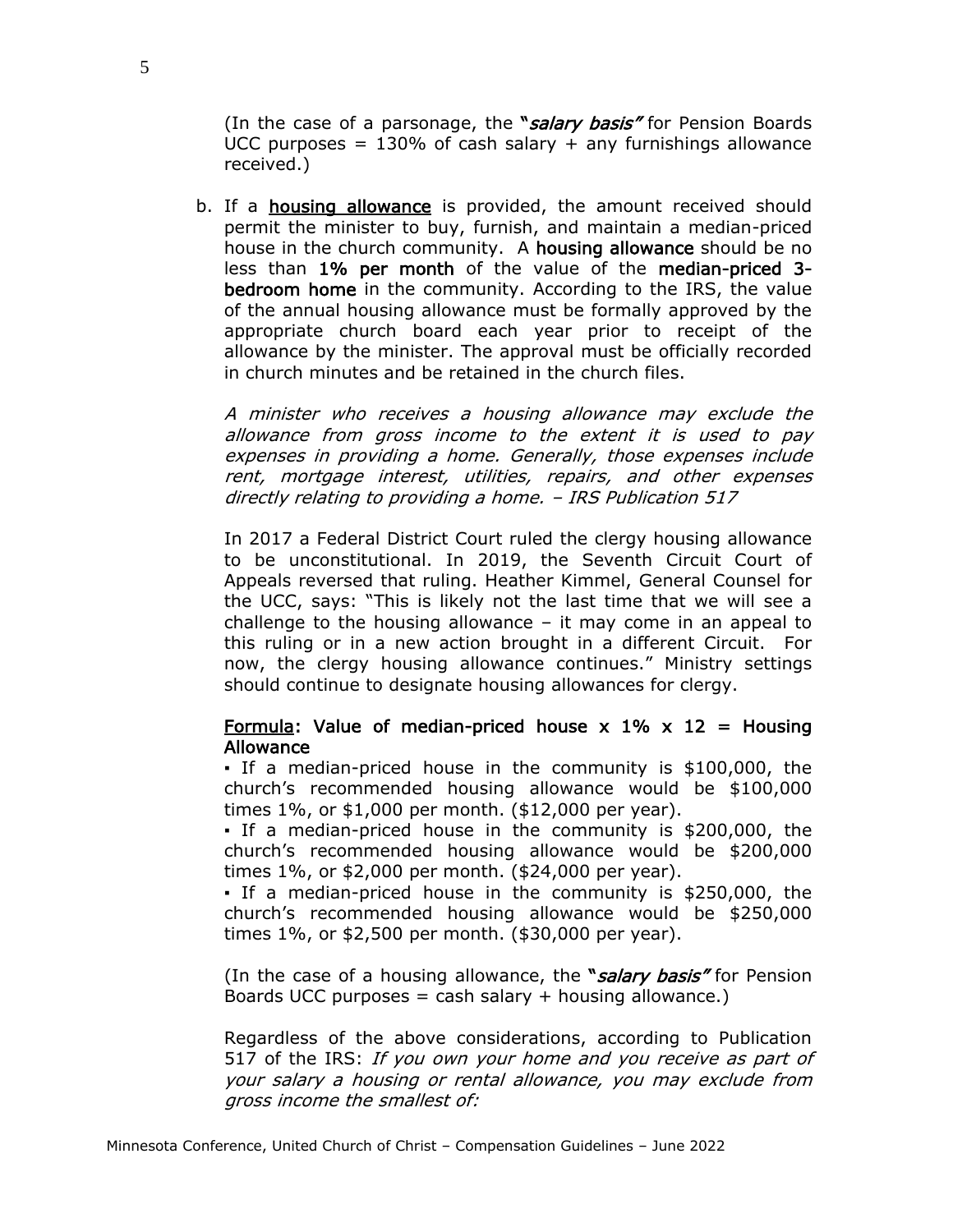(In the case of a parsonage, the "***salary basis***" for Pension Boards UCC purposes = 130% of cash salary + any furnishings allowance received.)

b. If a **housing allowance** is provided, the amount received should permit the minister to buy, furnish, and maintain a median-priced house in the church community. A **housing allowance** should be no less than **1% per month** of the value of the **median-priced 3-bedroom home** in the community. According to the IRS, the value of the annual housing allowance must be formally approved by the appropriate church board each year prior to receipt of the allowance by the minister. The approval must be officially recorded in church minutes and be retained in the church files.

   *A minister who receives a housing allowance may exclude the allowance from gross income to the extent it is used to pay expenses in providing a home. Generally, those expenses include rent, mortgage interest, utilities, repairs, and other expenses directly relating to providing a home. – IRS Publication 517*

   In 2017 a Federal District Court ruled the clergy housing allowance to be unconstitutional. In 2019, the Seventh Circuit Court of Appeals reversed that ruling. Heather Kimmel, General Counsel for the UCC, says: "This is likely not the last time that we will see a challenge to the housing allowance – it may come in an appeal to this ruling or in a new action brought in a different Circuit. For now, the clergy housing allowance continues." Ministry settings should continue to designate housing allowances for clergy.

   **Formula: Value of median-priced house x 1% x 12 = Housing Allowance**

   ▪ If a median-priced house in the community is $100,000, the church's recommended housing allowance would be $100,000 times 1%, or $1,000 per month. ($12,000 per year).
   ▪ If a median-priced house in the community is $200,000, the church's recommended housing allowance would be $200,000 times 1%, or $2,000 per month. ($24,000 per year).
   ▪ If a median-priced house in the community is $250,000, the church's recommended housing allowance would be $250,000 times 1%, or $2,500 per month. ($30,000 per year).

   (In the case of a housing allowance, the "***salary basis***" for Pension Boards UCC purposes = cash salary + housing allowance.)

   Regardless of the above considerations, according to Publication 517 of the IRS: *If you own your home and you receive as part of your salary a housing or rental allowance, you may exclude from gross income the smallest of:*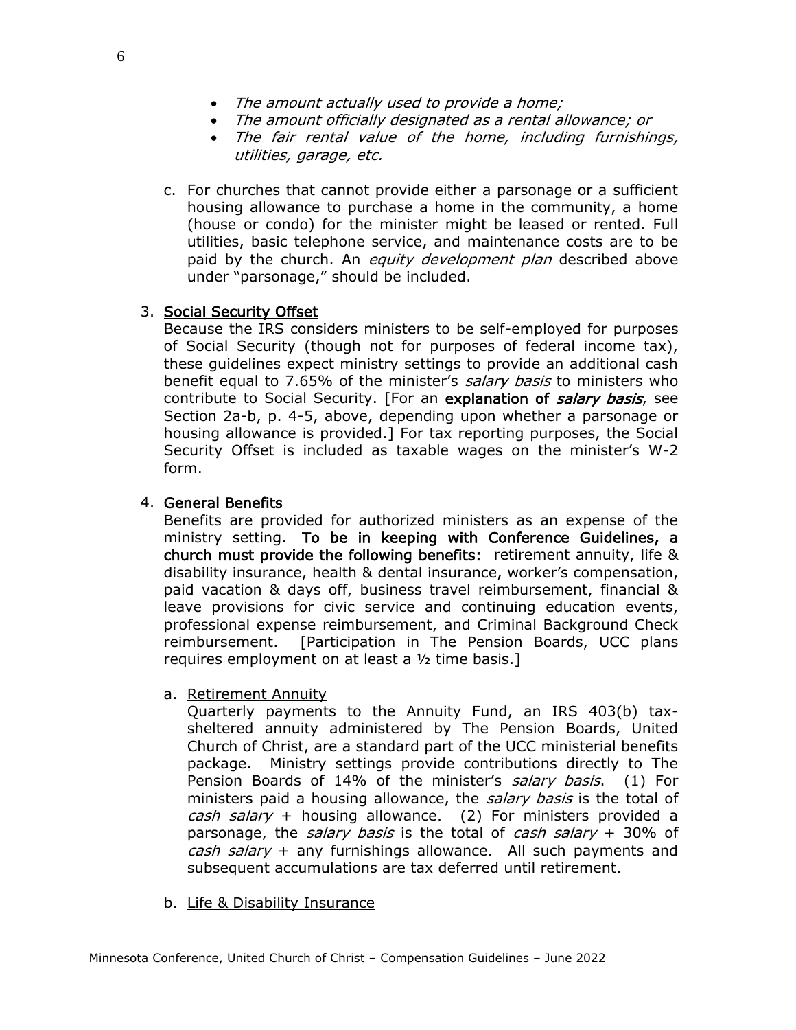- *The amount actually used to provide a home;*
- *The amount officially designated as a rental allowance; or*
- *The fair rental value of the home, including furnishings, utilities, garage, etc.*

c. For churches that cannot provide either a parsonage or a sufficient housing allowance to purchase a home in the community, a home (house or condo) for the minister might be leased or rented. Full utilities, basic telephone service, and maintenance costs are to be paid by the church. An *equity development plan* described above under "parsonage," should be included.

3. <u>**Social Security Offset**</u>

Because the IRS considers ministers to be self-employed for purposes of Social Security (though not for purposes of federal income tax), these guidelines expect ministry settings to provide an additional cash benefit equal to 7.65% of the minister's *salary basis* to ministers who contribute to Social Security. [For an **explanation of *salary basis***, see Section 2a-b, p. 4-5, above, depending upon whether a parsonage or housing allowance is provided.] For tax reporting purposes, the Social Security Offset is included as taxable wages on the minister's W-2 form.

4. <u>**General Benefits**</u>

Benefits are provided for authorized ministers as an expense of the ministry setting. **To be in keeping with Conference Guidelines, a church must provide the following benefits:** retirement annuity, life & disability insurance, health & dental insurance, worker's compensation, paid vacation & days off, business travel reimbursement, financial & leave provisions for civic service and continuing education events, professional expense reimbursement, and Criminal Background Check reimbursement. [Participation in The Pension Boards, UCC plans requires employment on at least a ½ time basis.]

a. <u>Retirement Annuity</u>

Quarterly payments to the Annuity Fund, an IRS 403(b) tax-sheltered annuity administered by The Pension Boards, United Church of Christ, are a standard part of the UCC ministerial benefits package. Ministry settings provide contributions directly to The Pension Boards of 14% of the minister's *salary basis*. (1) For ministers paid a housing allowance, the *salary basis* is the total of *cash salary* + housing allowance. (2) For ministers provided a parsonage, the *salary basis* is the total of *cash salary* + 30% of *cash salary* + any furnishings allowance. All such payments and subsequent accumulations are tax deferred until retirement.

b. <u>Life & Disability Insurance</u>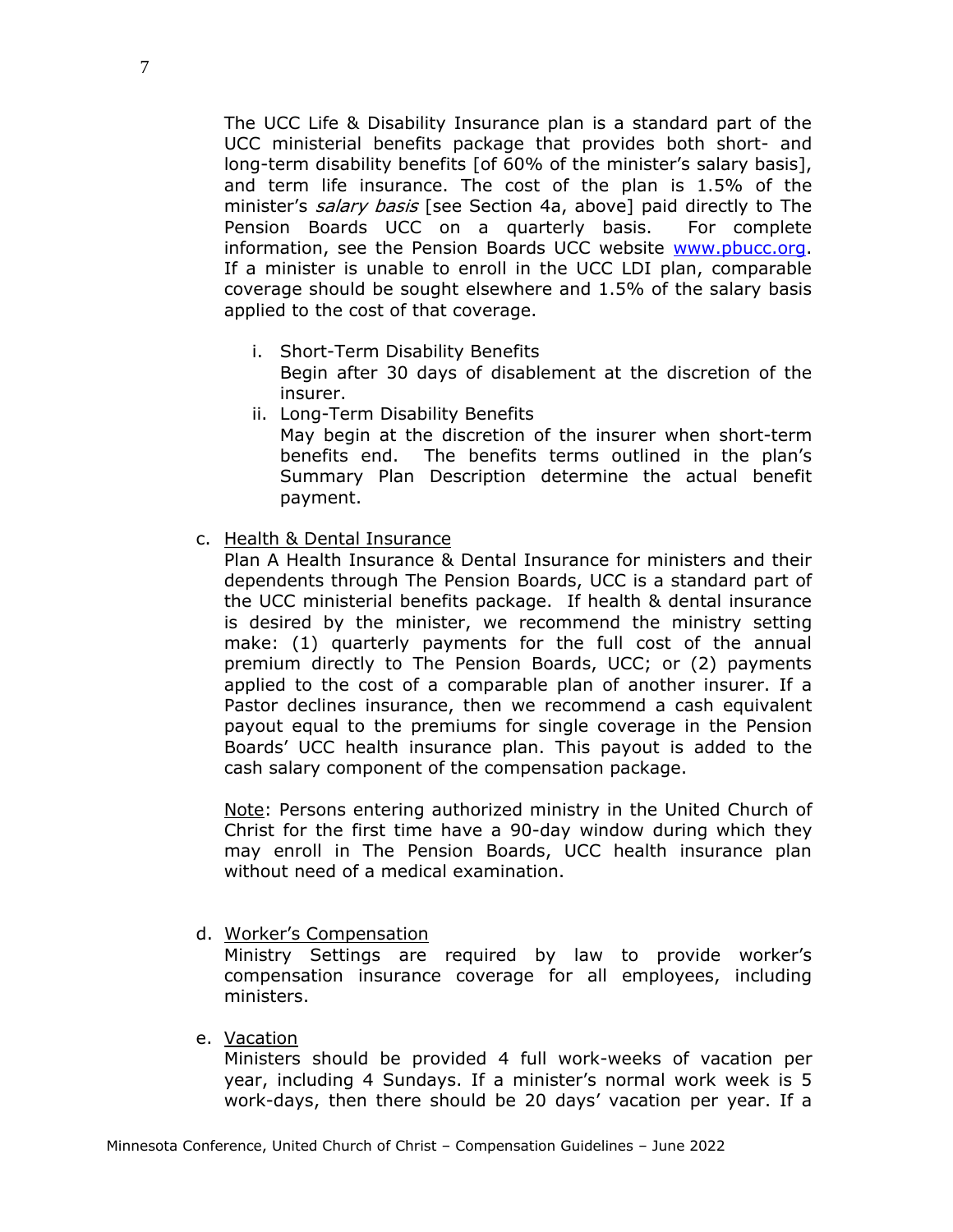The UCC Life & Disability Insurance plan is a standard part of the UCC ministerial benefits package that provides both short- and long-term disability benefits [of 60% of the minister's salary basis], and term life insurance. The cost of the plan is 1.5% of the minister's *salary basis* [see Section 4a, above] paid directly to The Pension Boards UCC on a quarterly basis. For complete information, see the Pension Boards UCC website [www.pbucc.org](http://www.pbucc.org). If a minister is unable to enroll in the UCC LDI plan, comparable coverage should be sought elsewhere and 1.5% of the salary basis applied to the cost of that coverage.

i. Short-Term Disability Benefits
   Begin after 30 days of disablement at the discretion of the insurer.
ii. Long-Term Disability Benefits
   May begin at the discretion of the insurer when short-term benefits end. The benefits terms outlined in the plan's Summary Plan Description determine the actual benefit payment.

c. <u>Health & Dental Insurance</u>

Plan A Health Insurance & Dental Insurance for ministers and their dependents through The Pension Boards, UCC is a standard part of the UCC ministerial benefits package. If health & dental insurance is desired by the minister, we recommend the ministry setting make: (1) quarterly payments for the full cost of the annual premium directly to The Pension Boards, UCC; or (2) payments applied to the cost of a comparable plan of another insurer. If a Pastor declines insurance, then we recommend a cash equivalent payout equal to the premiums for single coverage in the Pension Boards' UCC health insurance plan. This payout is added to the cash salary component of the compensation package.

<u>Note</u>: Persons entering authorized ministry in the United Church of Christ for the first time have a 90-day window during which they may enroll in The Pension Boards, UCC health insurance plan without need of a medical examination.

d. <u>Worker's Compensation</u>

Ministry Settings are required by law to provide worker's compensation insurance coverage for all employees, including ministers.

e. <u>Vacation</u>

Ministers should be provided 4 full work-weeks of vacation per year, including 4 Sundays. If a minister's normal work week is 5 work-days, then there should be 20 days' vacation per year. If a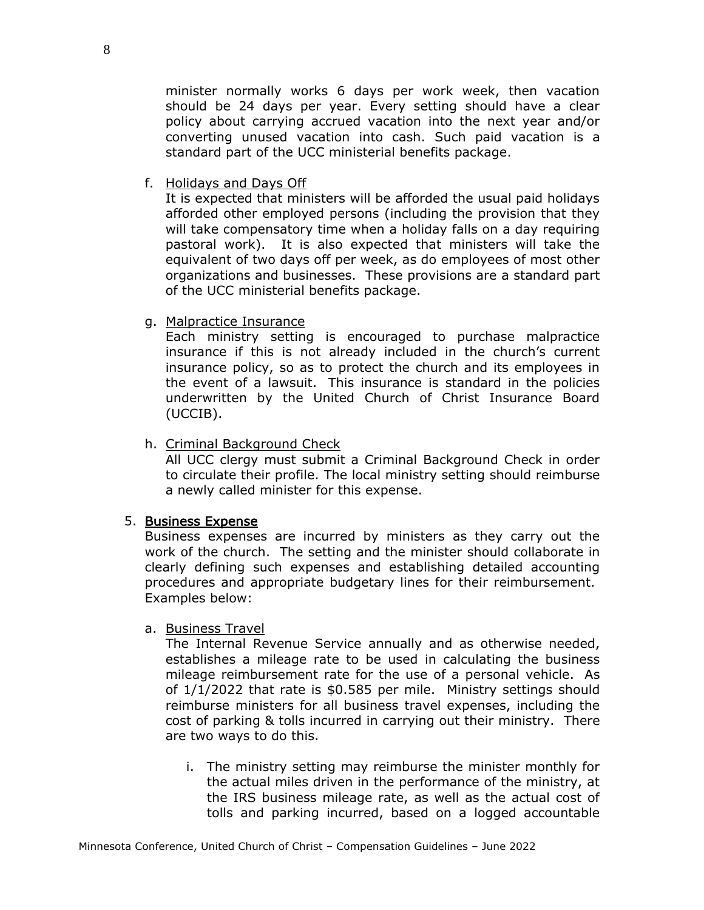minister normally works 6 days per work week, then vacation should be 24 days per year. Every setting should have a clear policy about carrying accrued vacation into the next year and/or converting unused vacation into cash. Such paid vacation is a standard part of the UCC ministerial benefits package.

f. Holidays and Days Off
It is expected that ministers will be afforded the usual paid holidays afforded other employed persons (including the provision that they will take compensatory time when a holiday falls on a day requiring pastoral work). It is also expected that ministers will take the equivalent of two days off per week, as do employees of most other organizations and businesses. These provisions are a standard part of the UCC ministerial benefits package.

g. Malpractice Insurance
Each ministry setting is encouraged to purchase malpractice insurance if this is not already included in the church's current insurance policy, so as to protect the church and its employees in the event of a lawsuit. This insurance is standard in the policies underwritten by the United Church of Christ Insurance Board (UCCIB).

h. Criminal Background Check
All UCC clergy must submit a Criminal Background Check in order to circulate their profile. The local ministry setting should reimburse a newly called minister for this expense.

5. Business Expense
Business expenses are incurred by ministers as they carry out the work of the church. The setting and the minister should collaborate in clearly defining such expenses and establishing detailed accounting procedures and appropriate budgetary lines for their reimbursement. Examples below:

a. Business Travel
The Internal Revenue Service annually and as otherwise needed, establishes a mileage rate to be used in calculating the business mileage reimbursement rate for the use of a personal vehicle. As of 1/1/2022 that rate is $0.585 per mile. Ministry settings should reimburse ministers for all business travel expenses, including the cost of parking & tolls incurred in carrying out their ministry. There are two ways to do this.

i. The ministry setting may reimburse the minister monthly for the actual miles driven in the performance of the ministry, at the IRS business mileage rate, as well as the actual cost of tolls and parking incurred, based on a logged accountable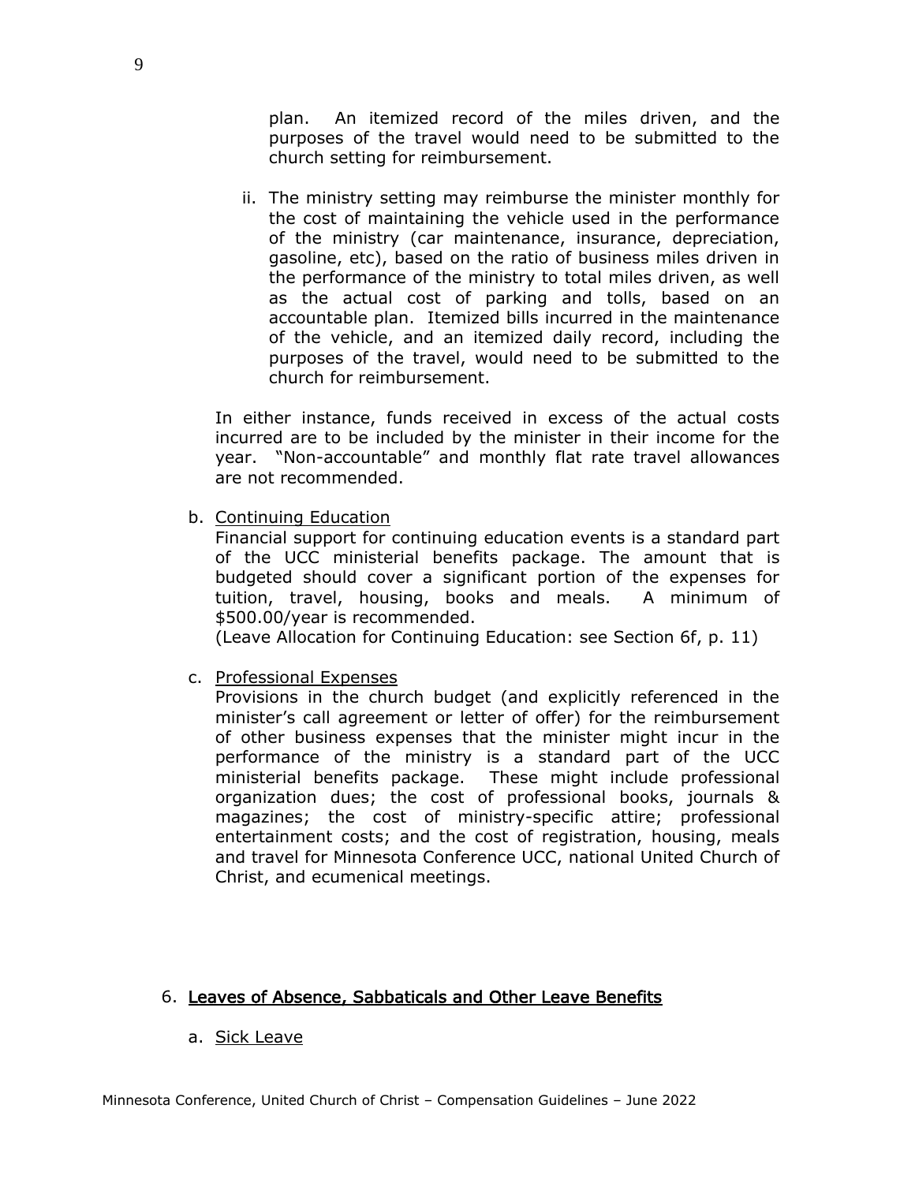plan. An itemized record of the miles driven, and the purposes of the travel would need to be submitted to the church setting for reimbursement.

ii. The ministry setting may reimburse the minister monthly for the cost of maintaining the vehicle used in the performance of the ministry (car maintenance, insurance, depreciation, gasoline, etc), based on the ratio of business miles driven in the performance of the ministry to total miles driven, as well as the actual cost of parking and tolls, based on an accountable plan. Itemized bills incurred in the maintenance of the vehicle, and an itemized daily record, including the purposes of the travel, would need to be submitted to the church for reimbursement.

In either instance, funds received in excess of the actual costs incurred are to be included by the minister in their income for the year. "Non-accountable" and monthly flat rate travel allowances are not recommended.

b. Continuing Education

Financial support for continuing education events is a standard part of the UCC ministerial benefits package. The amount that is budgeted should cover a significant portion of the expenses for tuition, travel, housing, books and meals. A minimum of $500.00/year is recommended.
(Leave Allocation for Continuing Education: see Section 6f, p. 11)

c. Professional Expenses

Provisions in the church budget (and explicitly referenced in the minister's call agreement or letter of offer) for the reimbursement of other business expenses that the minister might incur in the performance of the ministry is a standard part of the UCC ministerial benefits package. These might include professional organization dues; the cost of professional books, journals & magazines; the cost of ministry-specific attire; professional entertainment costs; and the cost of registration, housing, meals and travel for Minnesota Conference UCC, national United Church of Christ, and ecumenical meetings.

## 6. Leaves of Absence, Sabbaticals and Other Leave Benefits

a. Sick Leave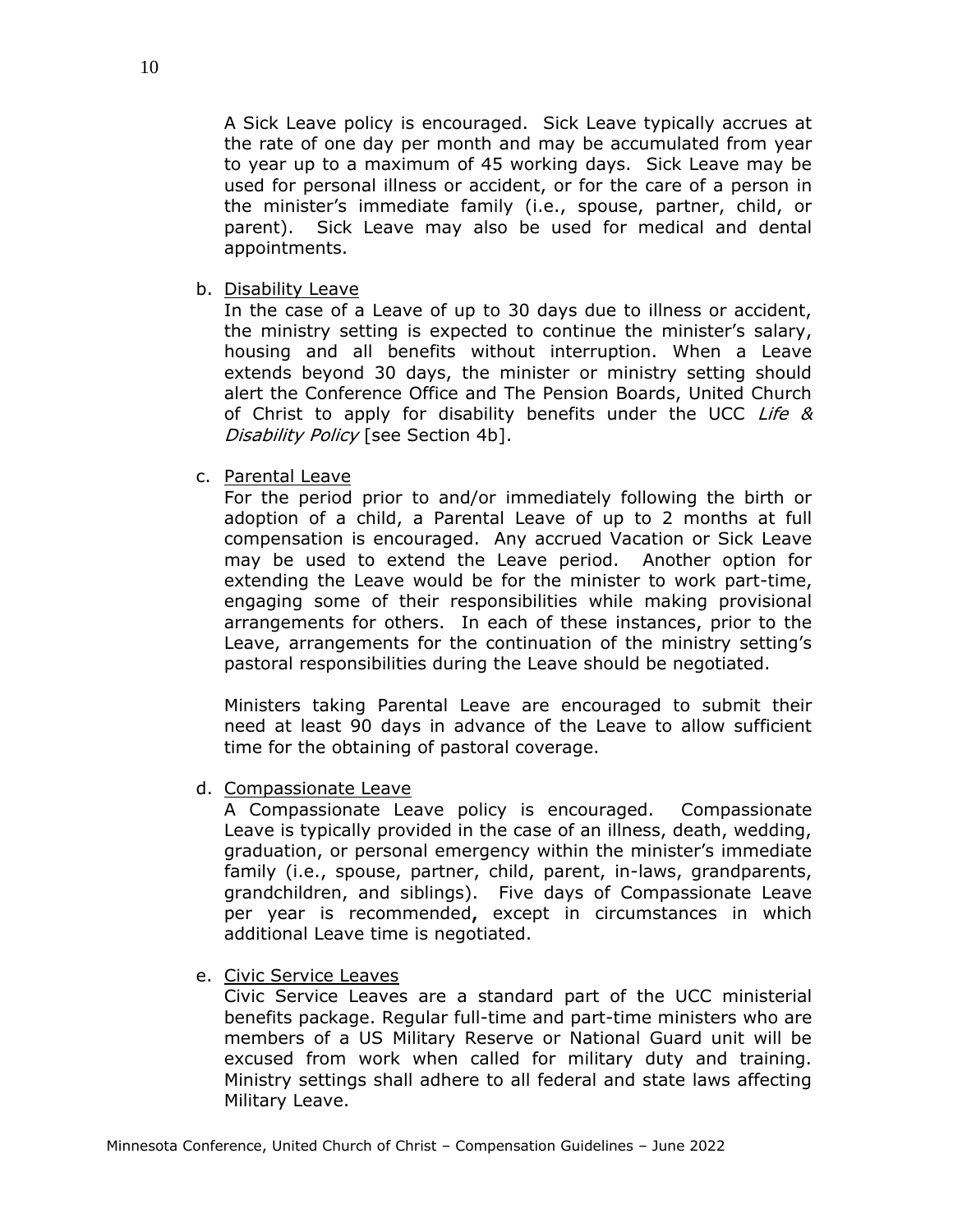A Sick Leave policy is encouraged. Sick Leave typically accrues at the rate of one day per month and may be accumulated from year to year up to a maximum of 45 working days. Sick Leave may be used for personal illness or accident, or for the care of a person in the minister's immediate family (i.e., spouse, partner, child, or parent). Sick Leave may also be used for medical and dental appointments.

b. Disability Leave

In the case of a Leave of up to 30 days due to illness or accident, the ministry setting is expected to continue the minister's salary, housing and all benefits without interruption. When a Leave extends beyond 30 days, the minister or ministry setting should alert the Conference Office and The Pension Boards, United Church of Christ to apply for disability benefits under the UCC *Life & Disability Policy* [see Section 4b].

c. Parental Leave

For the period prior to and/or immediately following the birth or adoption of a child, a Parental Leave of up to 2 months at full compensation is encouraged. Any accrued Vacation or Sick Leave may be used to extend the Leave period. Another option for extending the Leave would be for the minister to work part-time, engaging some of their responsibilities while making provisional arrangements for others. In each of these instances, prior to the Leave, arrangements for the continuation of the ministry setting's pastoral responsibilities during the Leave should be negotiated.

Ministers taking Parental Leave are encouraged to submit their need at least 90 days in advance of the Leave to allow sufficient time for the obtaining of pastoral coverage.

d. Compassionate Leave

A Compassionate Leave policy is encouraged. Compassionate Leave is typically provided in the case of an illness, death, wedding, graduation, or personal emergency within the minister's immediate family (i.e., spouse, partner, child, parent, in-laws, grandparents, grandchildren, and siblings). Five days of Compassionate Leave per year is recommended, except in circumstances in which additional Leave time is negotiated.

e. Civic Service Leaves

Civic Service Leaves are a standard part of the UCC ministerial benefits package. Regular full-time and part-time ministers who are members of a US Military Reserve or National Guard unit will be excused from work when called for military duty and training. Ministry settings shall adhere to all federal and state laws affecting Military Leave.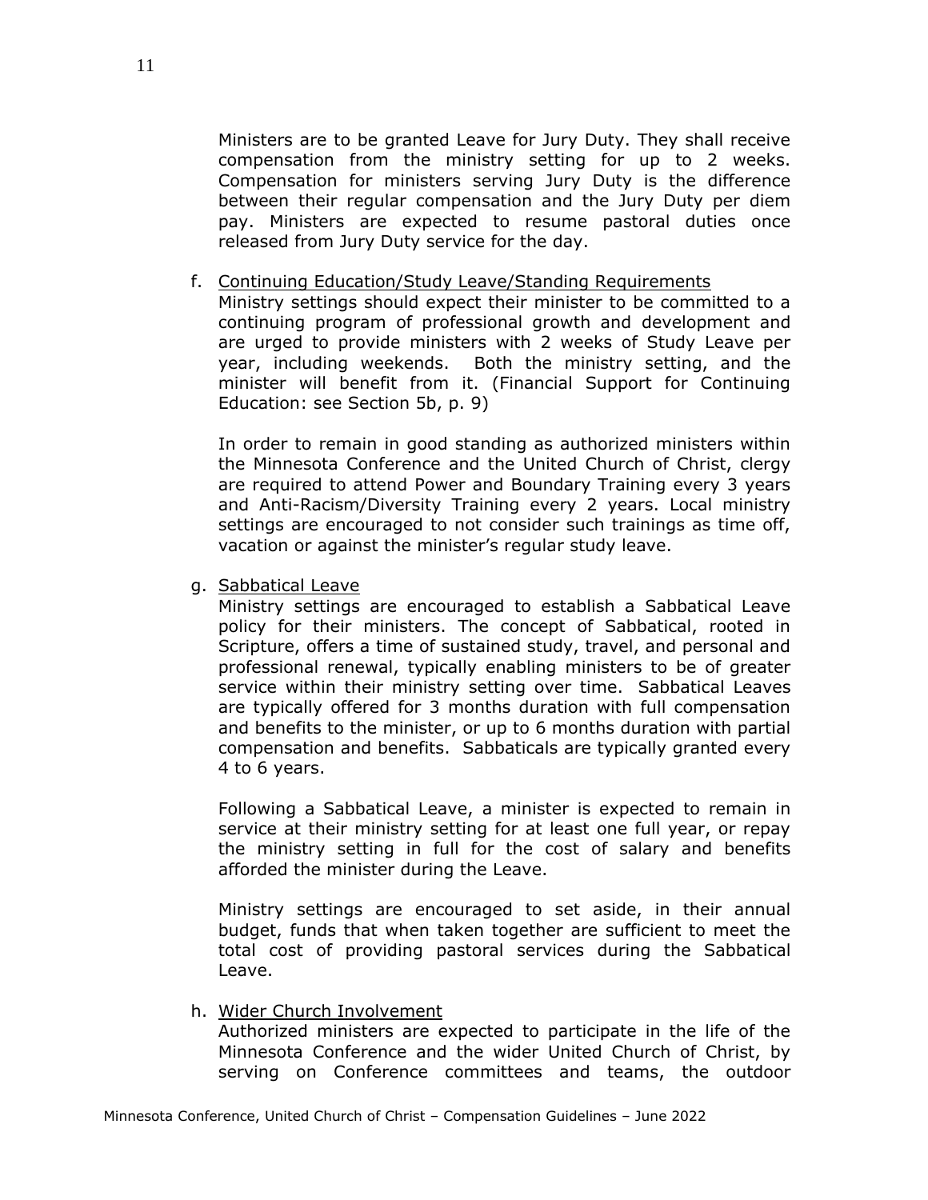Ministers are to be granted Leave for Jury Duty. They shall receive compensation from the ministry setting for up to 2 weeks. Compensation for ministers serving Jury Duty is the difference between their regular compensation and the Jury Duty per diem pay. Ministers are expected to resume pastoral duties once released from Jury Duty service for the day.

f. <u>Continuing Education/Study Leave/Standing Requirements</u>
   Ministry settings should expect their minister to be committed to a continuing program of professional growth and development and are urged to provide ministers with 2 weeks of Study Leave per year, including weekends. Both the ministry setting, and the minister will benefit from it. (Financial Support for Continuing Education: see Section 5b, p. 9)

   In order to remain in good standing as authorized ministers within the Minnesota Conference and the United Church of Christ, clergy are required to attend Power and Boundary Training every 3 years and Anti-Racism/Diversity Training every 2 years. Local ministry settings are encouraged to not consider such trainings as time off, vacation or against the minister's regular study leave.

g. <u>Sabbatical Leave</u>
   Ministry settings are encouraged to establish a Sabbatical Leave policy for their ministers. The concept of Sabbatical, rooted in Scripture, offers a time of sustained study, travel, and personal and professional renewal, typically enabling ministers to be of greater service within their ministry setting over time. Sabbatical Leaves are typically offered for 3 months duration with full compensation and benefits to the minister, or up to 6 months duration with partial compensation and benefits. Sabbaticals are typically granted every 4 to 6 years.

   Following a Sabbatical Leave, a minister is expected to remain in service at their ministry setting for at least one full year, or repay the ministry setting in full for the cost of salary and benefits afforded the minister during the Leave.

   Ministry settings are encouraged to set aside, in their annual budget, funds that when taken together are sufficient to meet the total cost of providing pastoral services during the Sabbatical Leave.

h. <u>Wider Church Involvement</u>
   Authorized ministers are expected to participate in the life of the Minnesota Conference and the wider United Church of Christ, by serving on Conference committees and teams, the outdoor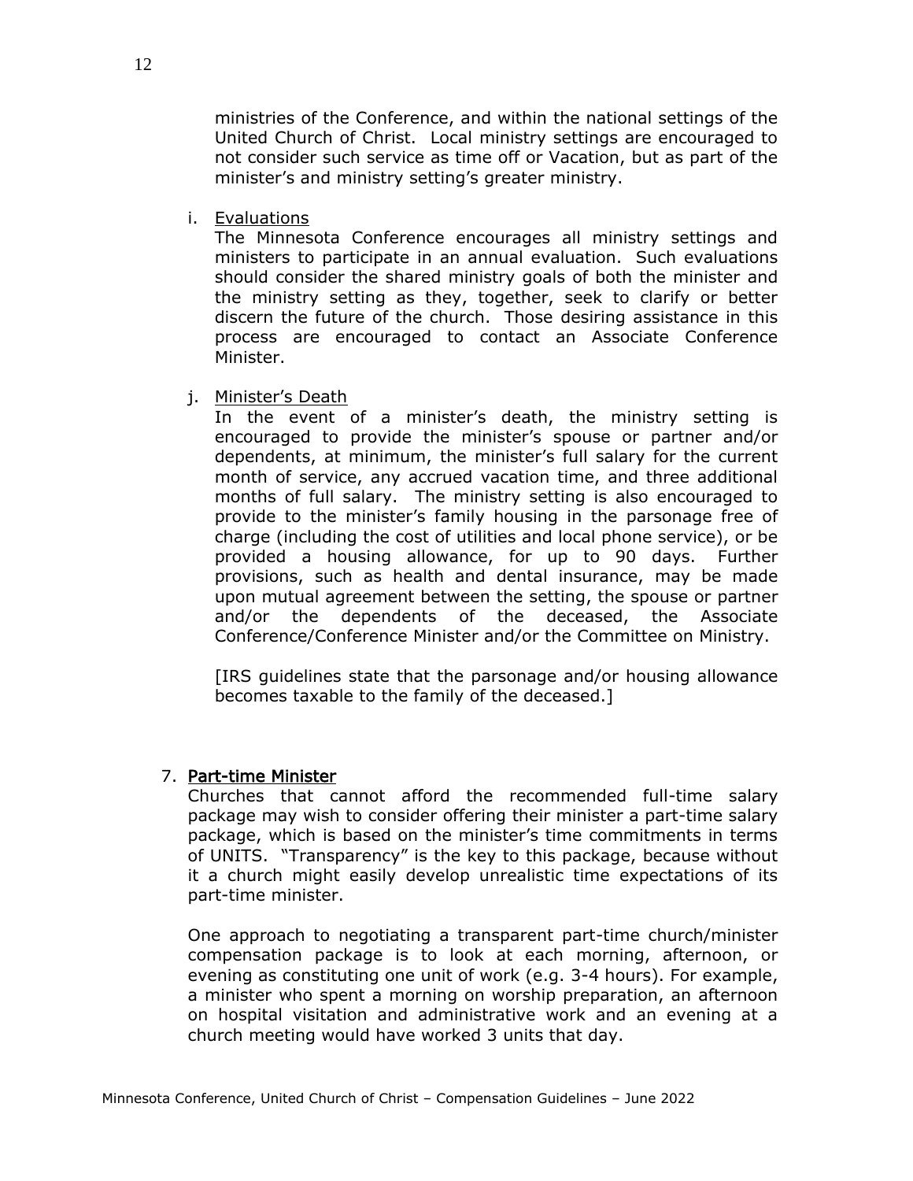ministries of the Conference, and within the national settings of the United Church of Christ. Local ministry settings are encouraged to not consider such service as time off or Vacation, but as part of the minister's and ministry setting's greater ministry.

i. Evaluations

The Minnesota Conference encourages all ministry settings and ministers to participate in an annual evaluation. Such evaluations should consider the shared ministry goals of both the minister and the ministry setting as they, together, seek to clarify or better discern the future of the church. Those desiring assistance in this process are encouraged to contact an Associate Conference Minister.

j. Minister's Death

In the event of a minister's death, the ministry setting is encouraged to provide the minister's spouse or partner and/or dependents, at minimum, the minister's full salary for the current month of service, any accrued vacation time, and three additional months of full salary. The ministry setting is also encouraged to provide to the minister's family housing in the parsonage free of charge (including the cost of utilities and local phone service), or be provided a housing allowance, for up to 90 days. Further provisions, such as health and dental insurance, may be made upon mutual agreement between the setting, the spouse or partner and/or the dependents of the deceased, the Associate Conference/Conference Minister and/or the Committee on Ministry.

[IRS guidelines state that the parsonage and/or housing allowance becomes taxable to the family of the deceased.]

7. **Part-time Minister**

Churches that cannot afford the recommended full-time salary package may wish to consider offering their minister a part-time salary package, which is based on the minister's time commitments in terms of UNITS. "Transparency" is the key to this package, because without it a church might easily develop unrealistic time expectations of its part-time minister.

One approach to negotiating a transparent part-time church/minister compensation package is to look at each morning, afternoon, or evening as constituting one unit of work (e.g. 3-4 hours). For example, a minister who spent a morning on worship preparation, an afternoon on hospital visitation and administrative work and an evening at a church meeting would have worked 3 units that day.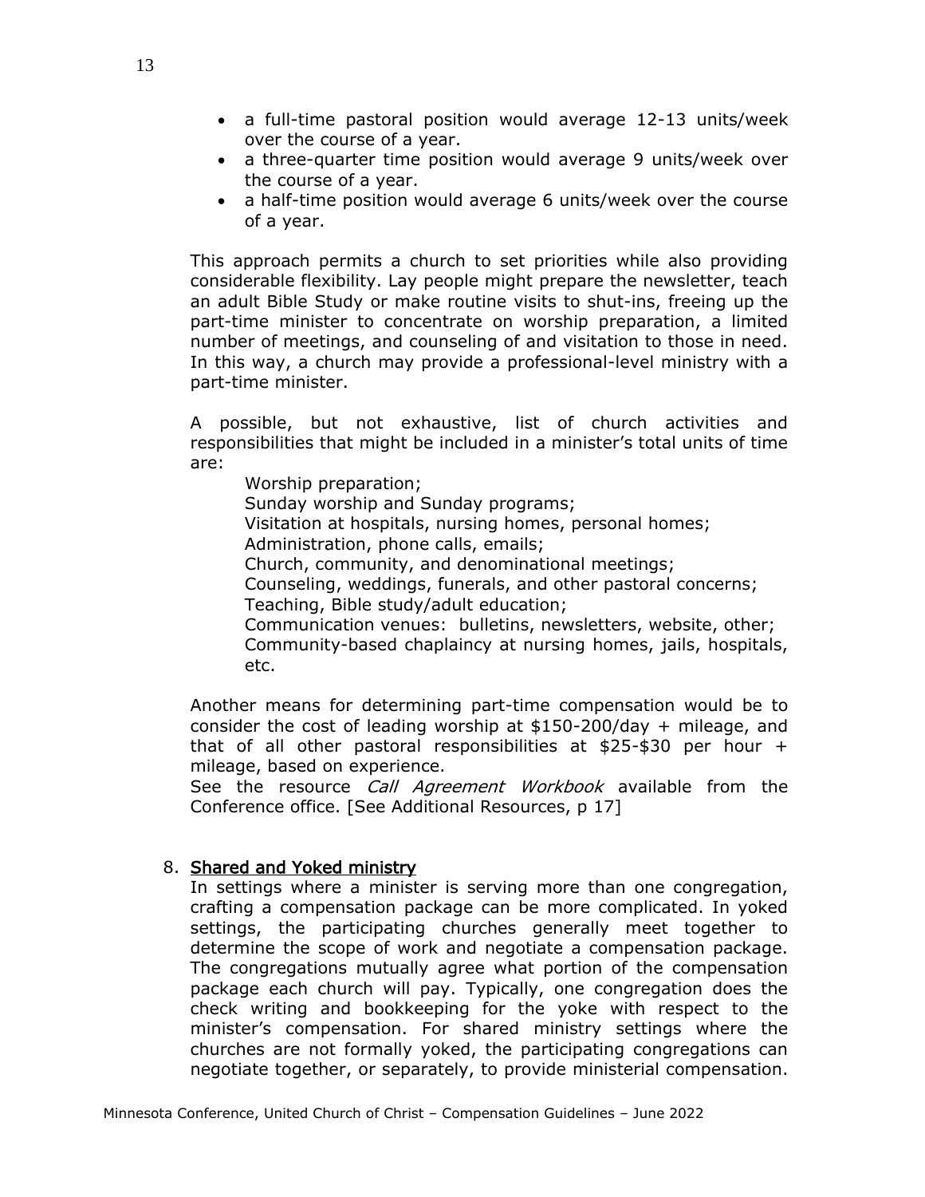- a full-time pastoral position would average 12-13 units/week over the course of a year.
- a three-quarter time position would average 9 units/week over the course of a year.
- a half-time position would average 6 units/week over the course of a year.

This approach permits a church to set priorities while also providing considerable flexibility. Lay people might prepare the newsletter, teach an adult Bible Study or make routine visits to shut-ins, freeing up the part-time minister to concentrate on worship preparation, a limited number of meetings, and counseling of and visitation to those in need. In this way, a church may provide a professional-level ministry with a part-time minister.

A possible, but not exhaustive, list of church activities and responsibilities that might be included in a minister's total units of time are:

Worship preparation;
Sunday worship and Sunday programs;
Visitation at hospitals, nursing homes, personal homes;
Administration, phone calls, emails;
Church, community, and denominational meetings;
Counseling, weddings, funerals, and other pastoral concerns;
Teaching, Bible study/adult education;
Communication venues: bulletins, newsletters, website, other;
Community-based chaplaincy at nursing homes, jails, hospitals, etc.

Another means for determining part-time compensation would be to consider the cost of leading worship at $150-200/day + mileage, and that of all other pastoral responsibilities at $25-$30 per hour + mileage, based on experience.
See the resource *Call Agreement Workbook* available from the Conference office. [See Additional Resources, p 17]

8. <u>Shared and Yoked ministry</u>

In settings where a minister is serving more than one congregation, crafting a compensation package can be more complicated. In yoked settings, the participating churches generally meet together to determine the scope of work and negotiate a compensation package. The congregations mutually agree what portion of the compensation package each church will pay. Typically, one congregation does the check writing and bookkeeping for the yoke with respect to the minister's compensation. For shared ministry settings where the churches are not formally yoked, the participating congregations can negotiate together, or separately, to provide ministerial compensation.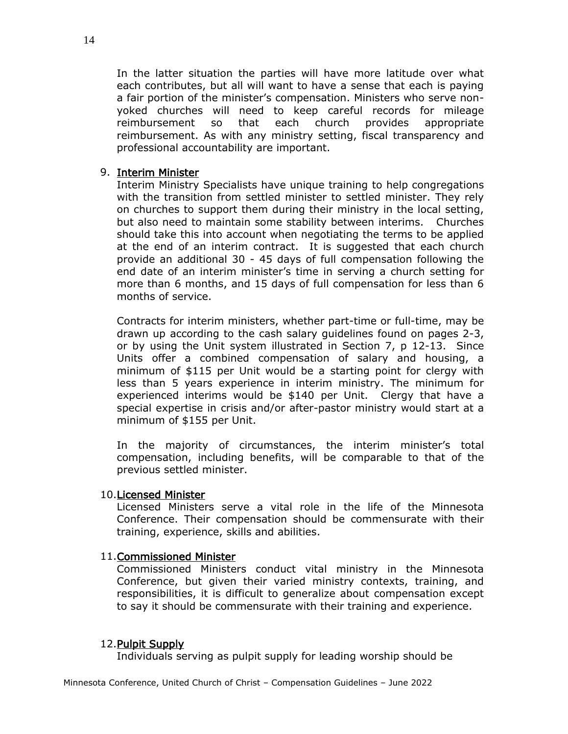In the latter situation the parties will have more latitude over what each contributes, but all will want to have a sense that each is paying a fair portion of the minister's compensation. Ministers who serve non-yoked churches will need to keep careful records for mileage reimbursement so that each church provides appropriate reimbursement. As with any ministry setting, fiscal transparency and professional accountability are important.

9. <u>Interim Minister</u>
   Interim Ministry Specialists have unique training to help congregations with the transition from settled minister to settled minister. They rely on churches to support them during their ministry in the local setting, but also need to maintain some stability between interims. Churches should take this into account when negotiating the terms to be applied at the end of an interim contract. It is suggested that each church provide an additional 30 - 45 days of full compensation following the end date of an interim minister's time in serving a church setting for more than 6 months, and 15 days of full compensation for less than 6 months of service.

   Contracts for interim ministers, whether part-time or full-time, may be drawn up according to the cash salary guidelines found on pages 2-3, or by using the Unit system illustrated in Section 7, p 12-13. Since Units offer a combined compensation of salary and housing, a minimum of $115 per Unit would be a starting point for clergy with less than 5 years experience in interim ministry. The minimum for experienced interims would be $140 per Unit. Clergy that have a special expertise in crisis and/or after-pastor ministry would start at a minimum of $155 per Unit.

   In the majority of circumstances, the interim minister's total compensation, including benefits, will be comparable to that of the previous settled minister.

10. <u>Licensed Minister</u>
    Licensed Ministers serve a vital role in the life of the Minnesota Conference. Their compensation should be commensurate with their training, experience, skills and abilities.

11. <u>Commissioned Minister</u>
    Commissioned Ministers conduct vital ministry in the Minnesota Conference, but given their varied ministry contexts, training, and responsibilities, it is difficult to generalize about compensation except to say it should be commensurate with their training and experience.

12. <u>Pulpit Supply</u>
    Individuals serving as pulpit supply for leading worship should be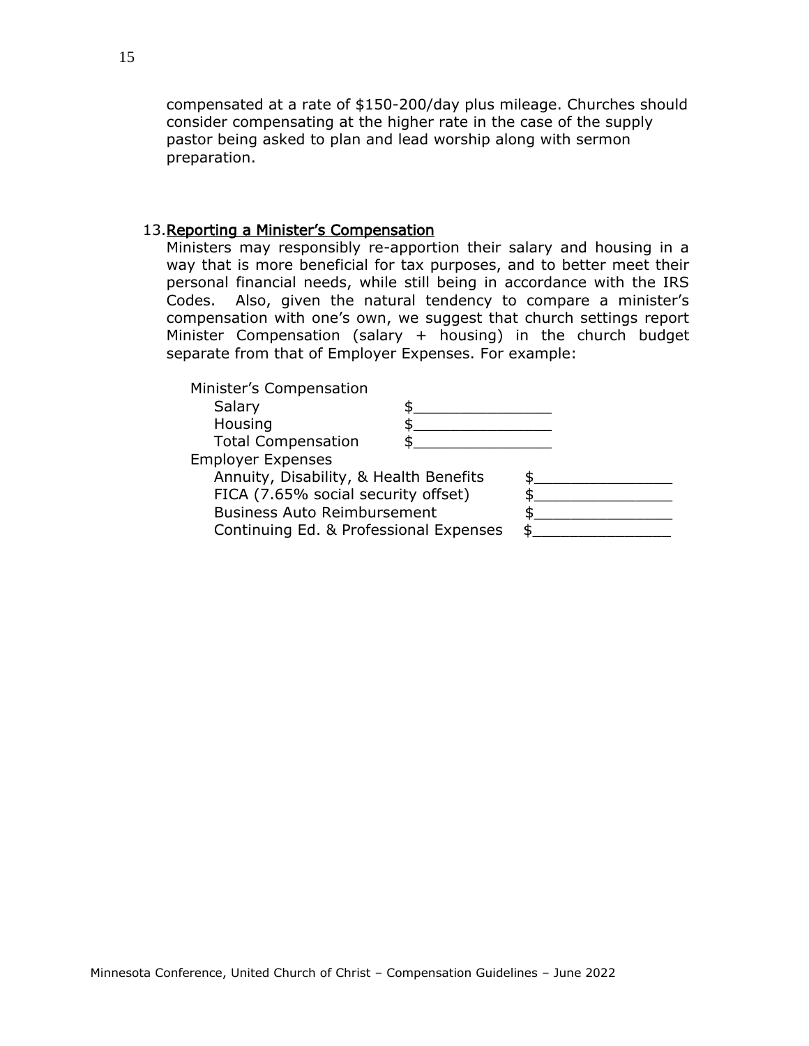compensated at a rate of $150-200/day plus mileage. Churches should consider compensating at the higher rate in the case of the supply pastor being asked to plan and lead worship along with sermon preparation.

13. **Reporting a Minister's Compensation**

Ministers may responsibly re-apportion their salary and housing in a way that is more beneficial for tax purposes, and to better meet their personal financial needs, while still being in accordance with the IRS Codes. Also, given the natural tendency to compare a minister's compensation with one's own, we suggest that church settings report Minister Compensation (salary + housing) in the church budget separate from that of Employer Expenses. For example:

| | | |
|---|---|---|
| Minister's Compensation | | |
| Salary | $_______________ | |
| Housing | $_______________ | |
| Total Compensation | $_______________ | |
| Employer Expenses | | |
| Annuity, Disability, & Health Benefits | | $_______________ |
| FICA (7.65% social security offset) | | $_______________ |
| Business Auto Reimbursement | | $_______________ |
| Continuing Ed. & Professional Expenses | | $_______________ |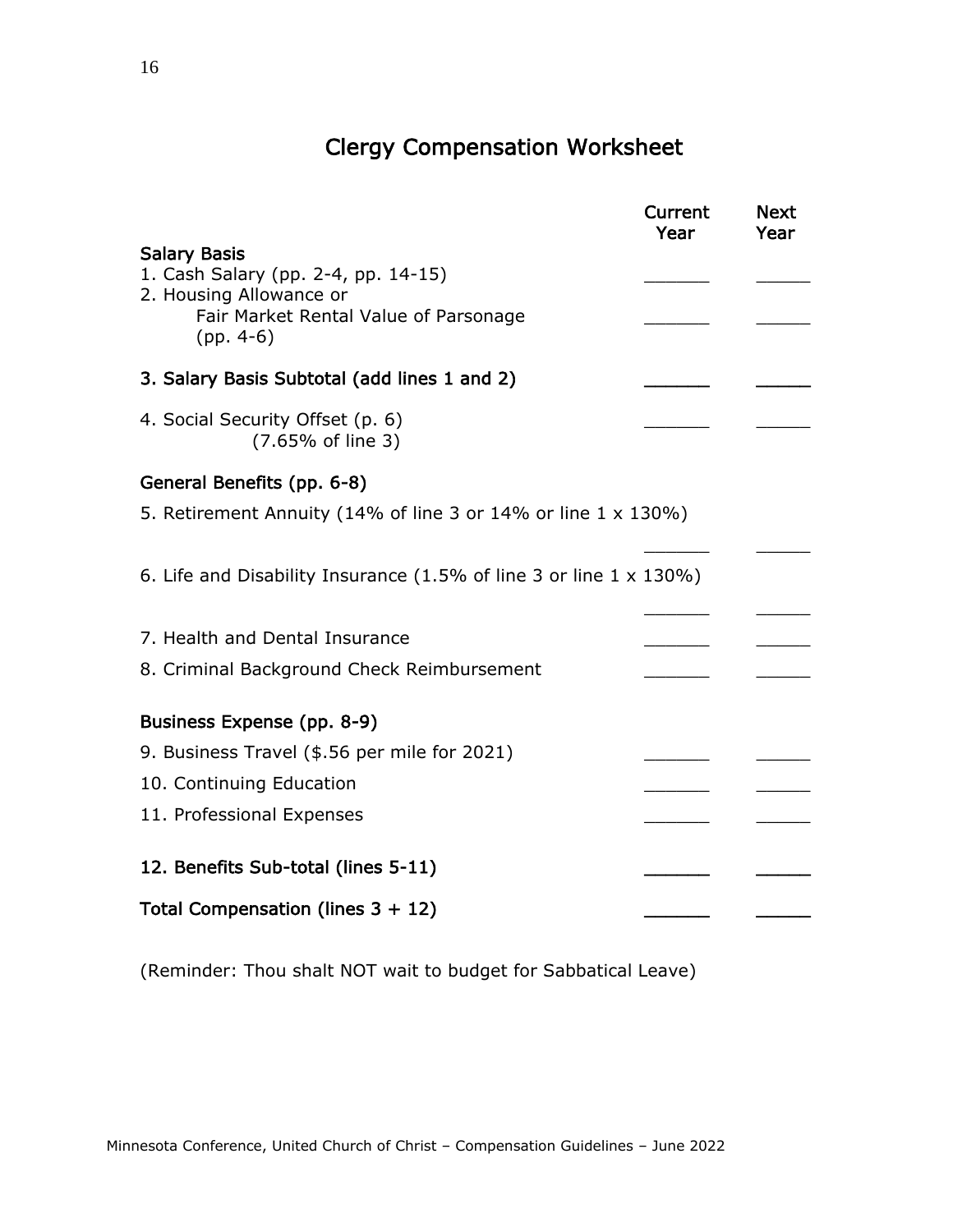# Clergy Compensation Worksheet

| | Current Year | Next Year |
|---|---|---|
| **Salary Basis** | | |
| 1. Cash Salary (pp. 2-4, pp. 14-15) | ______ | _____ |
| 2. Housing Allowance or Fair Market Rental Value of Parsonage (pp. 4-6) | ______ | _____ |
| **3. Salary Basis Subtotal (add lines 1 and 2)** | ______ | _____ |
| 4. Social Security Offset (p. 6) (7.65% of line 3) | ______ | _____ |
| **General Benefits (pp. 6-8)** | | |
| 5. Retirement Annuity (14% of line 3 or 14% or line 1 x 130%) | ______ | _____ |
| 6. Life and Disability Insurance (1.5% of line 3 or line 1 x 130%) | ______ | _____ |
| 7. Health and Dental Insurance | ______ | _____ |
| 8. Criminal Background Check Reimbursement | ______ | _____ |
| **Business Expense (pp. 8-9)** | | |
| 9. Business Travel ($.56 per mile for 2021) | ______ | _____ |
| 10. Continuing Education | ______ | _____ |
| 11. Professional Expenses | ______ | _____ |
| **12. Benefits Sub-total (lines 5-11)** | ______ | _____ |
| **Total Compensation (lines 3 + 12)** | ______ | _____ |

(Reminder: Thou shalt NOT wait to budget for Sabbatical Leave)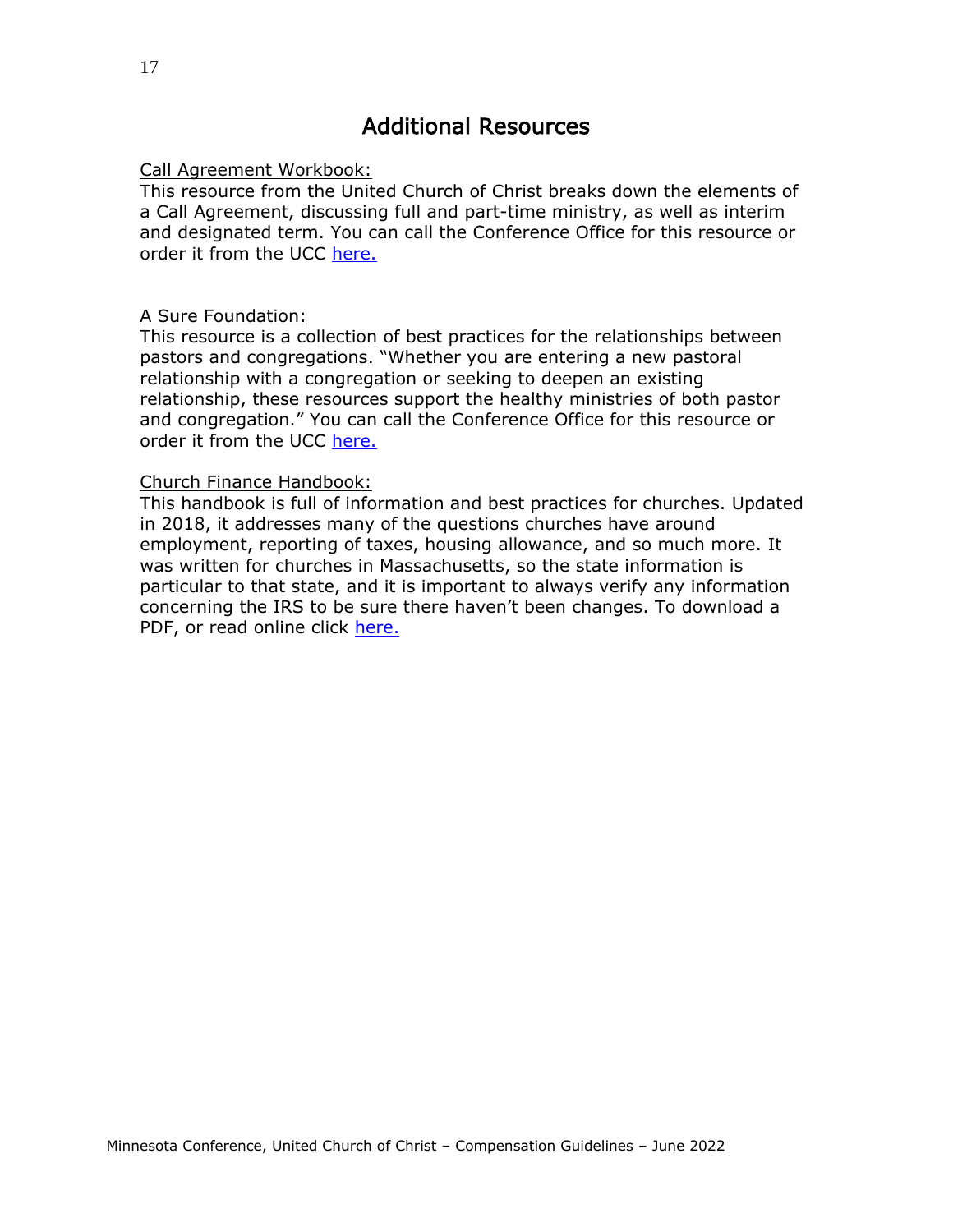## Additional Resources

Call Agreement Workbook:

This resource from the United Church of Christ breaks down the elements of a Call Agreement, discussing full and part-time ministry, as well as interim and designated term. You can call the Conference Office for this resource or order it from the UCC here.

A Sure Foundation:

This resource is a collection of best practices for the relationships between pastors and congregations. "Whether you are entering a new pastoral relationship with a congregation or seeking to deepen an existing relationship, these resources support the healthy ministries of both pastor and congregation." You can call the Conference Office for this resource or order it from the UCC here.

Church Finance Handbook:

This handbook is full of information and best practices for churches. Updated in 2018, it addresses many of the questions churches have around employment, reporting of taxes, housing allowance, and so much more. It was written for churches in Massachusetts, so the state information is particular to that state, and it is important to always verify any information concerning the IRS to be sure there haven't been changes. To download a PDF, or read online click here.